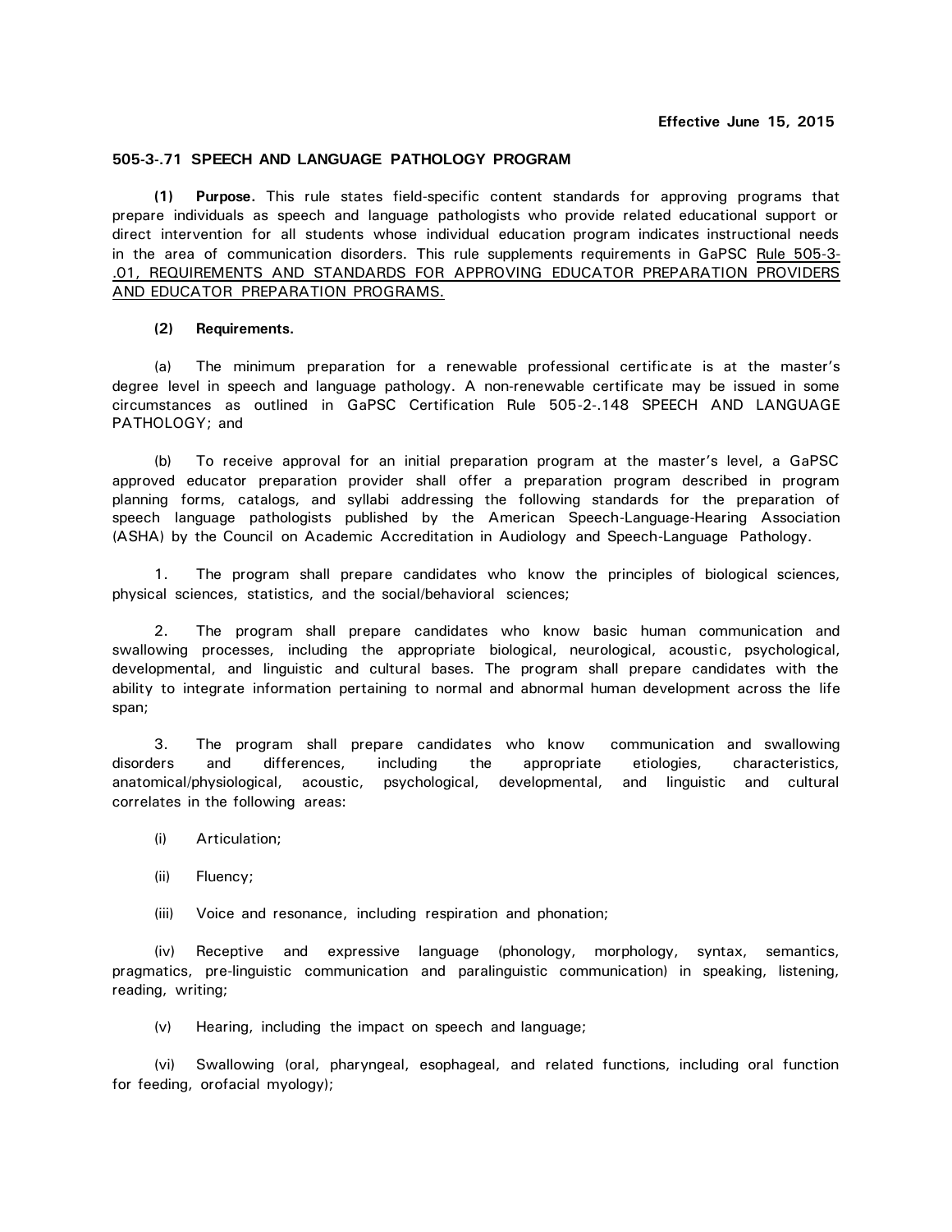**Effective June 15, 2015**

## 505-3-.71 SPEECH AND LANGUAGE PATHOLOGY PROGRAM

**(1) Purpose.** This rule states field-specific content standards for approving programs that prepare individuals as speech and language pathologists who provide related educational support or direct intervention for all students whose individual education program indicates instructional needs in the area of communication disorders. This rule supplements requirements in GaPSC Rule 505-3-.01, REQUIREMENTS AND STANDARDS FOR APPROVING EDUCATOR PREPARATION PROVIDERS AND EDUCATOR PREPARATION PROGRAMS.

**(2) Requirements.**

(a) The minimum preparation for a renewable professional certificate is at the master's degree level in speech and language pathology. A non-renewable certificate may be issued in some circumstances as outlined in GaPSC Certification Rule 505-2-.148 SPEECH AND LANGUAGE PATHOLOGY; and

(b) To receive approval for an initial preparation program at the master's level, a GaPSC approved educator preparation provider shall offer a preparation program described in program planning forms, catalogs, and syllabi addressing the following standards for the preparation of speech language pathologists published by the American Speech-Language-Hearing Association (ASHA) by the Council on Academic Accreditation in Audiology and Speech-Language Pathology.

1. The program shall prepare candidates who know the principles of biological sciences, physical sciences, statistics, and the social/behavioral sciences;

2. The program shall prepare candidates who know basic human communication and swallowing processes, including the appropriate biological, neurological, acoustic, psychological, developmental, and linguistic and cultural bases. The program shall prepare candidates with the ability to integrate information pertaining to normal and abnormal human development across the life span;

3. The program shall prepare candidates who know communication and swallowing disorders and differences, including the appropriate etiologies, characteristics, anatomical/physiological, acoustic, psychological, developmental, and linguistic and cultural correlates in the following areas:

(i) Articulation;

(ii) Fluency;

(iii) Voice and resonance, including respiration and phonation;

(iv) Receptive and expressive language (phonology, morphology, syntax, semantics, pragmatics, pre-linguistic communication and paralinguistic communication) in speaking, listening, reading, writing;

(v) Hearing, including the impact on speech and language;

(vi) Swallowing (oral, pharyngeal, esophageal, and related functions, including oral function for feeding, orofacial myology);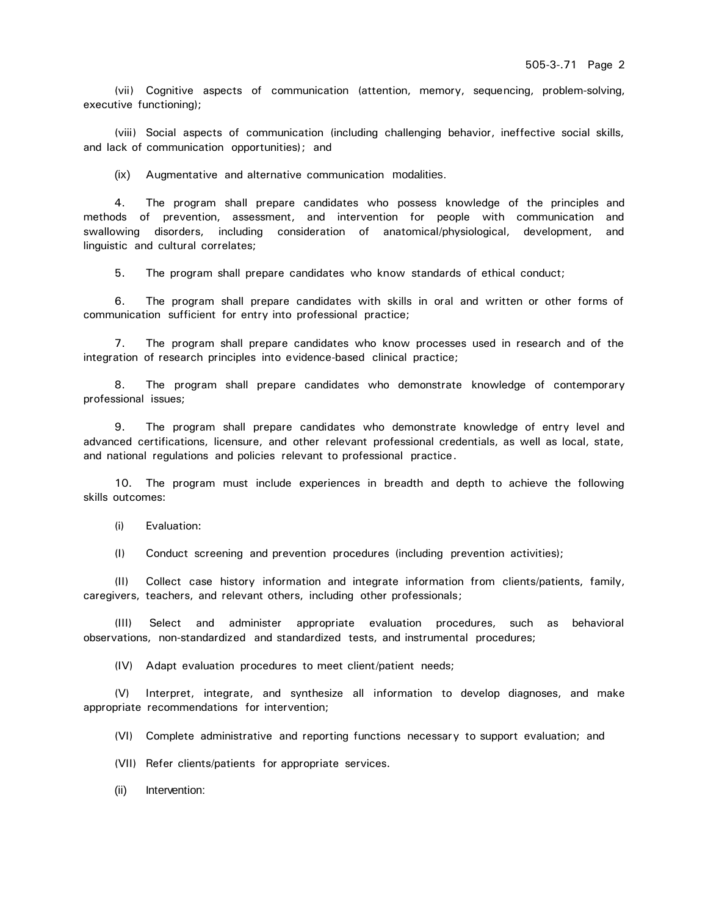(vii) Cognitive aspects of communication (attention, memory, sequencing, problem-solving, executive functioning);

(viii) Social aspects of communication (including challenging behavior, ineffective social skills, and lack of communication opportunities); and

(ix) Augmentative and alternative communication modalities.

4. The program shall prepare candidates who possess knowledge of the principles and methods of prevention, assessment, and intervention for people with communication and swallowing disorders, including consideration of anatomical/physiological, development, and linguistic and cultural correlates;

5. The program shall prepare candidates who know standards of ethical conduct;

6. The program shall prepare candidates with skills in oral and written or other forms of communication sufficient for entry into professional practice;

7. The program shall prepare candidates who know processes used in research and of the integration of research principles into evidence-based clinical practice;

8. The program shall prepare candidates who demonstrate knowledge of contemporary professional issues;

9. The program shall prepare candidates who demonstrate knowledge of entry level and advanced certifications, licensure, and other relevant professional credentials, as well as local, state, and national regulations and policies relevant to professional practice.

10. The program must include experiences in breadth and depth to achieve the following skills outcomes:

(i) Evaluation:

(I) Conduct screening and prevention procedures (including prevention activities);

(II) Collect case history information and integrate information from clients/patients, family, caregivers, teachers, and relevant others, including other professionals;

(III) Select and administer appropriate evaluation procedures, such as behavioral observations, non-standardized and standardized tests, and instrumental procedures;

(IV) Adapt evaluation procedures to meet client/patient needs;

(V) Interpret, integrate, and synthesize all information to develop diagnoses, and make appropriate recommendations for intervention;

(VI) Complete administrative and reporting functions necessary to support evaluation; and

(VII) Refer clients/patients for appropriate services.

(ii) Intervention: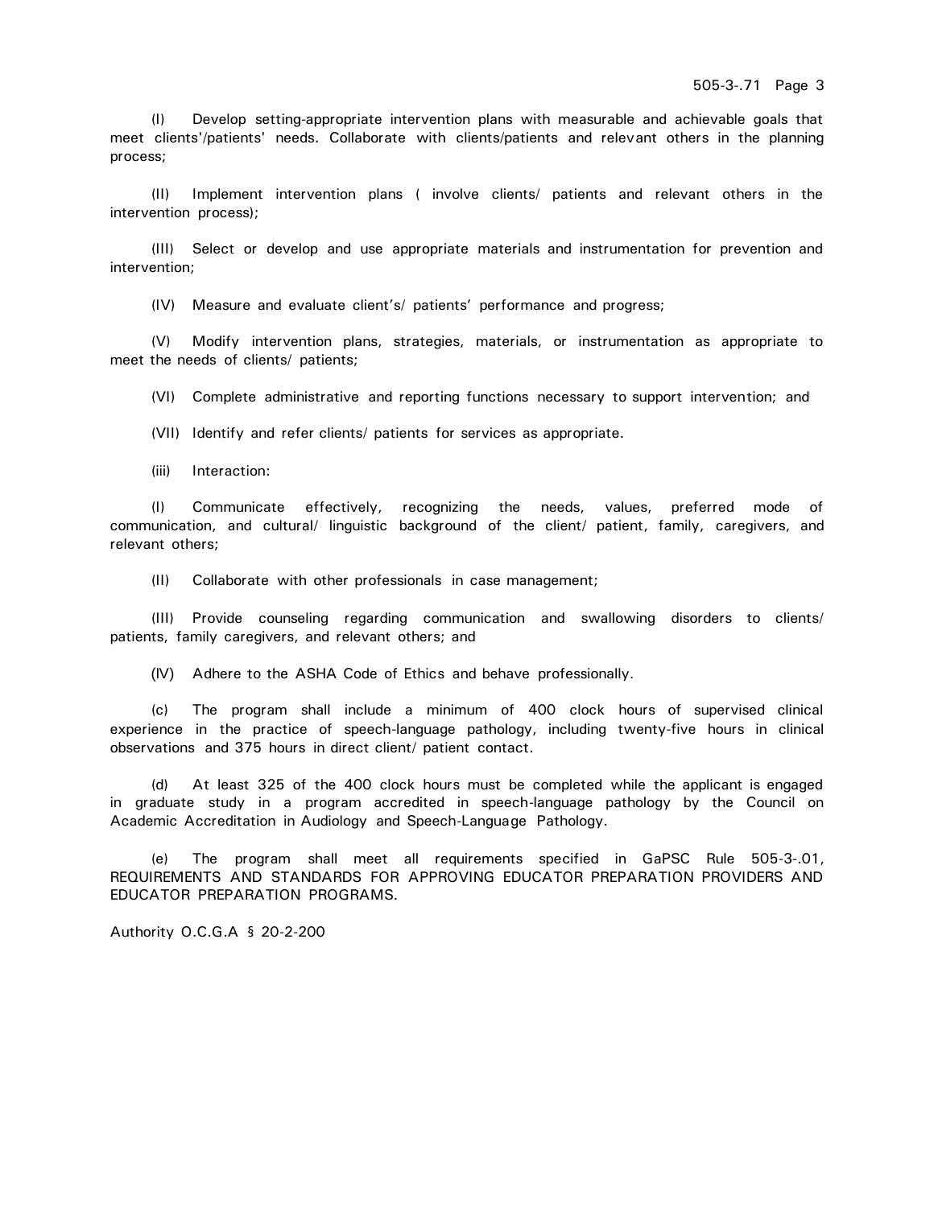(I) Develop setting-appropriate intervention plans with measurable and achievable goals that meet clients'/patients' needs. Collaborate with clients/patients and relevant others in the planning process;

(II) Implement intervention plans ( involve clients/ patients and relevant others in the intervention process);

(III) Select or develop and use appropriate materials and instrumentation for prevention and intervention;

(IV) Measure and evaluate client's/ patients' performance and progress;

(V) Modify intervention plans, strategies, materials, or instrumentation as appropriate to meet the needs of clients/ patients;

(VI) Complete administrative and reporting functions necessary to support intervention; and

(VII) Identify and refer clients/ patients for services as appropriate.

(iii) Interaction:

(I) Communicate effectively, recognizing the needs, values, preferred mode of communication, and cultural/ linguistic background of the client/ patient, family, caregivers, and relevant others;

(II) Collaborate with other professionals in case management;

(III) Provide counseling regarding communication and swallowing disorders to clients/ patients, family caregivers, and relevant others; and

(IV) Adhere to the ASHA Code of Ethics and behave professionally.

(c) The program shall include a minimum of 400 clock hours of supervised clinical experience in the practice of speech-language pathology, including twenty-five hours in clinical observations and 375 hours in direct client/ patient contact.

(d) At least 325 of the 400 clock hours must be completed while the applicant is engaged in graduate study in a program accredited in speech-language pathology by the Council on Academic Accreditation in Audiology and Speech-Language Pathology.

(e) The program shall meet all requirements specified in GaPSC Rule 505-3-.01, REQUIREMENTS AND STANDARDS FOR APPROVING EDUCATOR PREPARATION PROVIDERS AND EDUCATOR PREPARATION PROGRAMS.

Authority O.C.G.A § 20-2-200